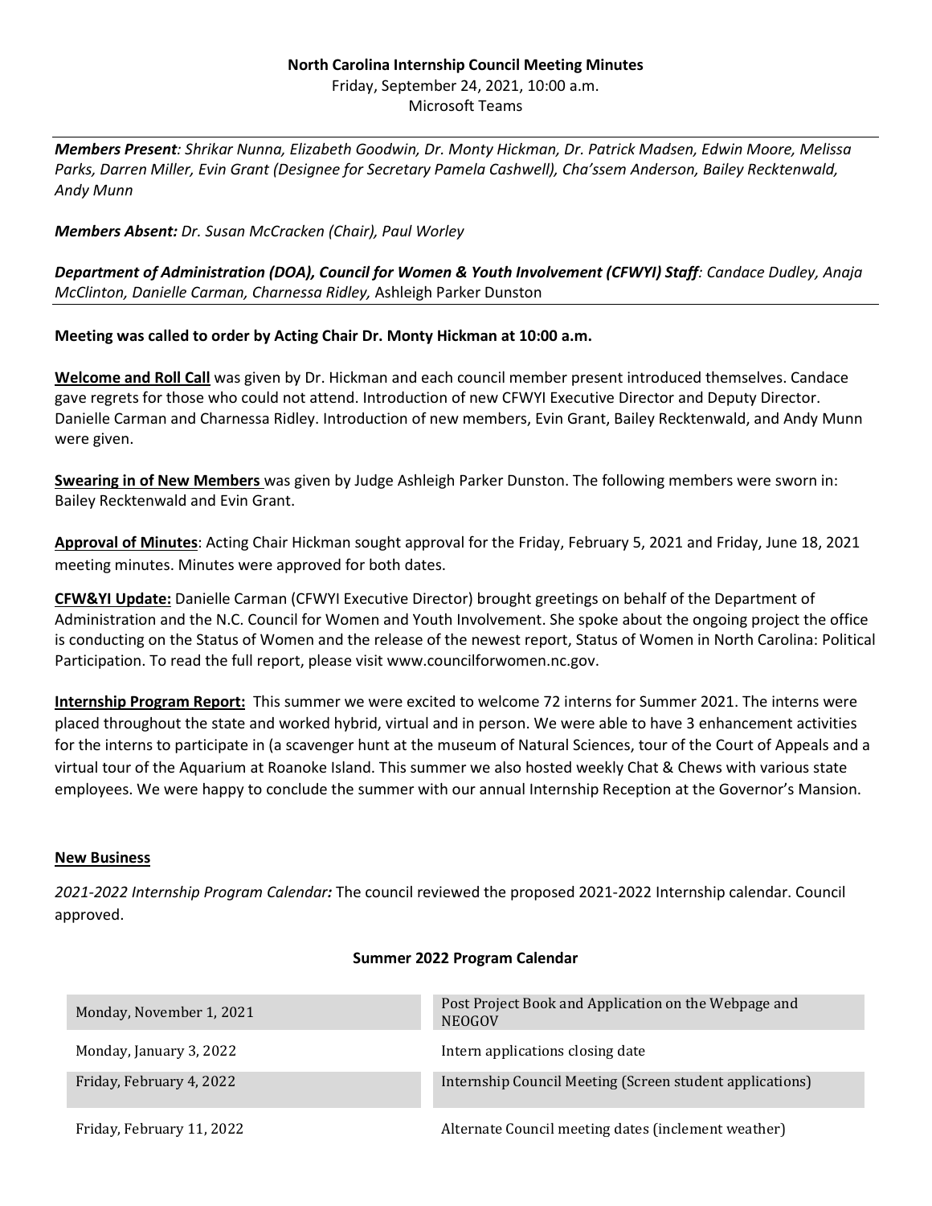**North Carolina Internship Council Meeting Minutes**

Friday, September 24, 2021, 10:00 a.m.

Microsoft Teams

***Members Present**: Shrikar Nunna, Elizabeth Goodwin, Dr. Monty Hickman, Dr. Patrick Madsen, Edwin Moore, Melissa Parks, Darren Miller, Evin Grant (Designee for Secretary Pamela Cashwell), Cha'ssem Anderson, Bailey Recktenwald, Andy Munn*

***Members Absent:** Dr. Susan McCracken (Chair), Paul Worley*

***Department of Administration (DOA), Council for Women & Youth Involvement (CFWYI) Staff**: Candace Dudley, Anaja McClinton, Danielle Carman, Charnessa Ridley,* Ashleigh Parker Dunston

**Meeting was called to order by Acting Chair Dr. Monty Hickman at 10:00 a.m.**

**Welcome and Roll Call** was given by Dr. Hickman and each council member present introduced themselves. Candace gave regrets for those who could not attend. Introduction of new CFWYI Executive Director and Deputy Director. Danielle Carman and Charnessa Ridley. Introduction of new members, Evin Grant, Bailey Recktenwald, and Andy Munn were given.

**Swearing in of New Members** was given by Judge Ashleigh Parker Dunston. The following members were sworn in: Bailey Recktenwald and Evin Grant.

**Approval of Minutes**: Acting Chair Hickman sought approval for the Friday, February 5, 2021 and Friday, June 18, 2021 meeting minutes. Minutes were approved for both dates.

**CFW&YI Update:** Danielle Carman (CFWYI Executive Director) brought greetings on behalf of the Department of Administration and the N.C. Council for Women and Youth Involvement. She spoke about the ongoing project the office is conducting on the Status of Women and the release of the newest report, Status of Women in North Carolina: Political Participation. To read the full report, please visit www.councilforwomen.nc.gov.

**Internship Program Report:** This summer we were excited to welcome 72 interns for Summer 2021. The interns were placed throughout the state and worked hybrid, virtual and in person. We were able to have 3 enhancement activities for the interns to participate in (a scavenger hunt at the museum of Natural Sciences, tour of the Court of Appeals and a virtual tour of the Aquarium at Roanoke Island. This summer we also hosted weekly Chat & Chews with various state employees. We were happy to conclude the summer with our annual Internship Reception at the Governor's Mansion.

**New Business**

*2021-2022 Internship Program Calendar:* The council reviewed the proposed 2021-2022 Internship calendar. Council approved.

**Summer 2022 Program Calendar**

| | |
|---|---|
| Monday, November 1, 2021 | Post Project Book and Application on the Webpage and NEOGOV |
| Monday, January 3, 2022 | Intern applications closing date |
| Friday, February 4, 2022 | Internship Council Meeting (Screen student applications) |
| Friday, February 11, 2022 | Alternate Council meeting dates (inclement weather) |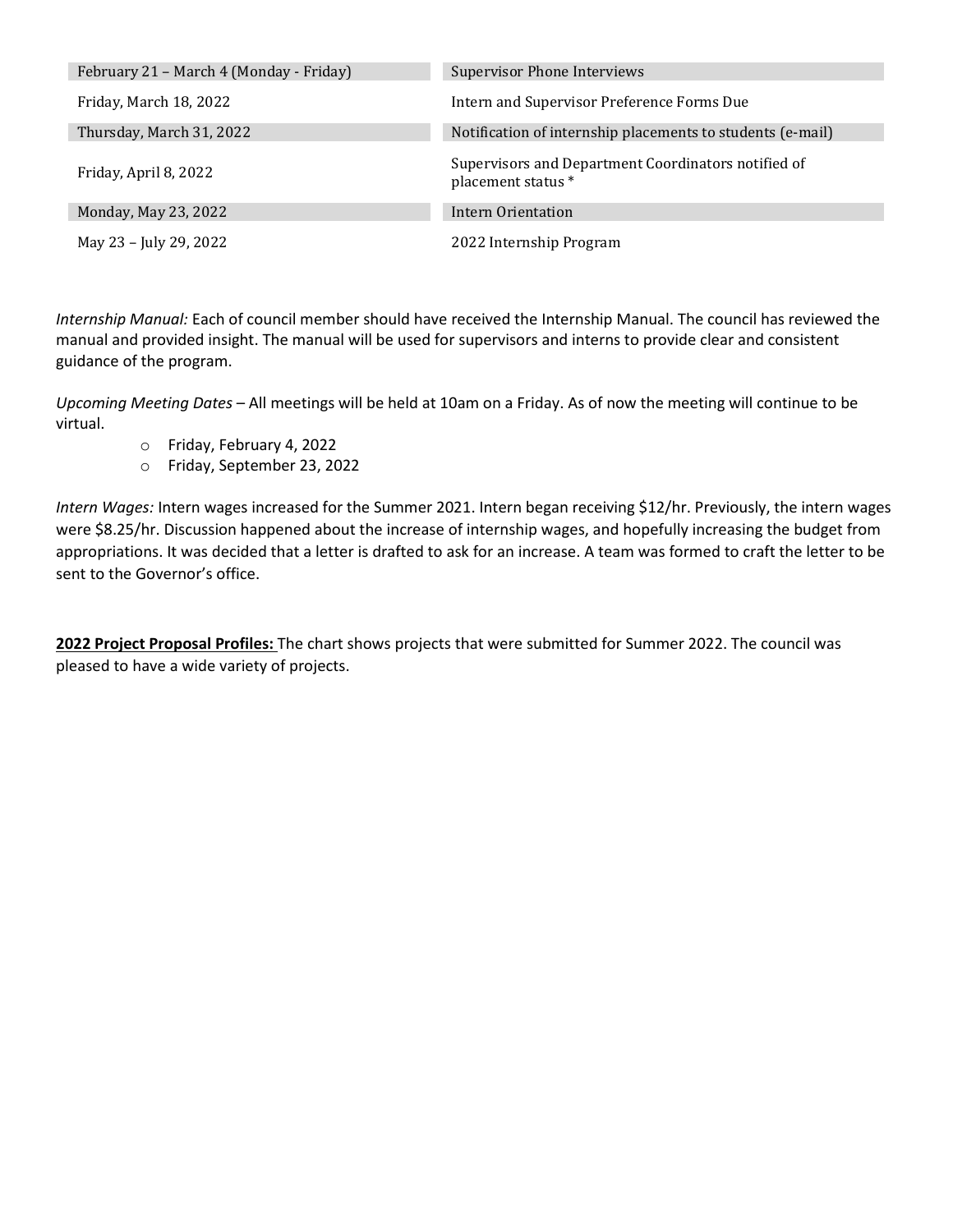| | |
|---|---|
| February 21 – March 4 (Monday - Friday) | Supervisor Phone Interviews |
| Friday, March 18, 2022 | Intern and Supervisor Preference Forms Due |
| Thursday, March 31, 2022 | Notification of internship placements to students (e-mail) |
| Friday, April 8, 2022 | Supervisors and Department Coordinators notified of placement status * |
| Monday, May 23, 2022 | Intern Orientation |
| May 23 – July 29, 2022 | 2022 Internship Program |

*Internship Manual:* Each of council member should have received the Internship Manual. The council has reviewed the manual and provided insight. The manual will be used for supervisors and interns to provide clear and consistent guidance of the program.

*Upcoming Meeting Dates* – All meetings will be held at 10am on a Friday. As of now the meeting will continue to be virtual.

- Friday, February 4, 2022
- Friday, September 23, 2022

*Intern Wages:* Intern wages increased for the Summer 2021. Intern began receiving $12/hr. Previously, the intern wages were $8.25/hr. Discussion happened about the increase of internship wages, and hopefully increasing the budget from appropriations. It was decided that a letter is drafted to ask for an increase. A team was formed to craft the letter to be sent to the Governor's office.

**2022 Project Proposal Profiles:** The chart shows projects that were submitted for Summer 2022. The council was pleased to have a wide variety of projects.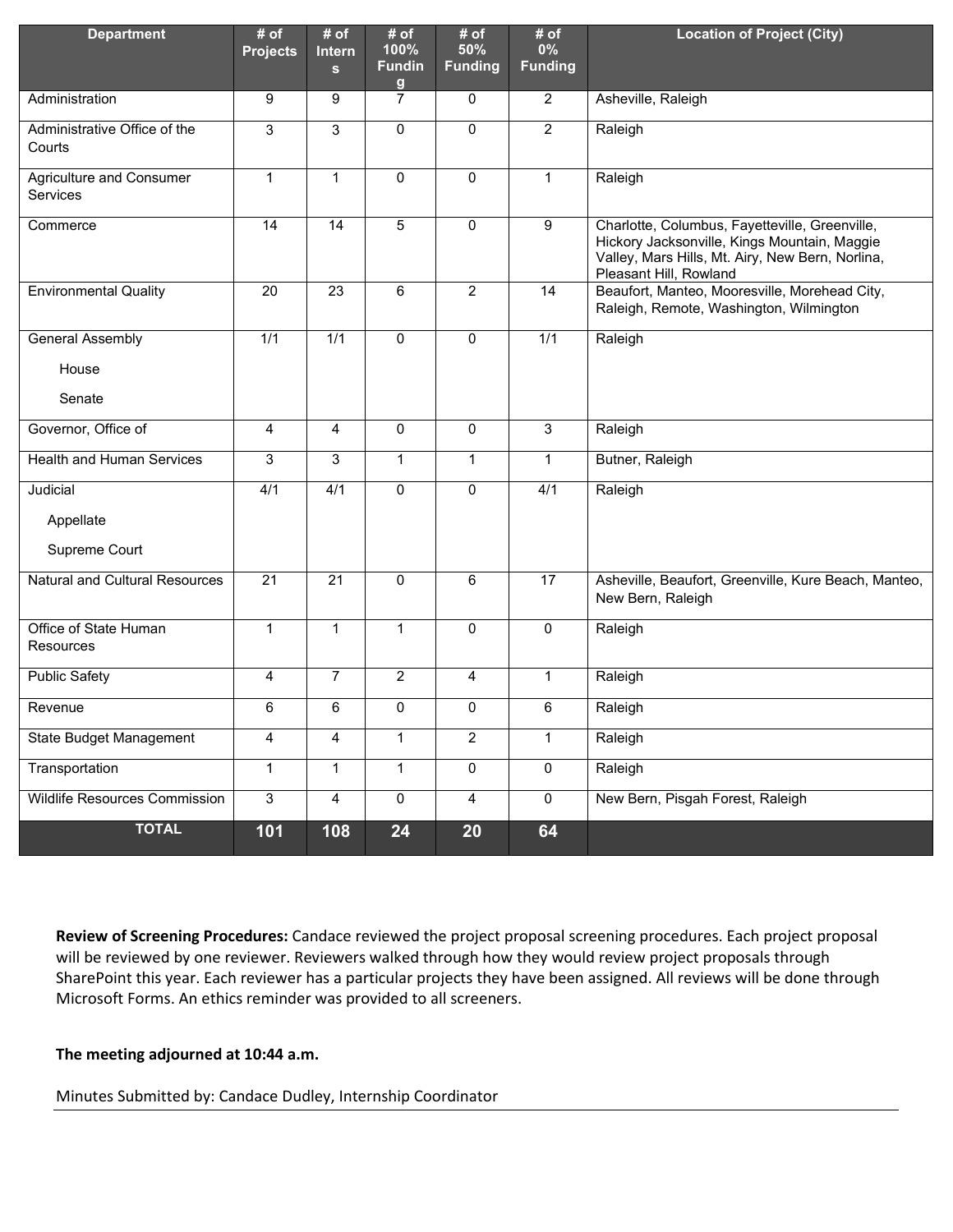| Department | # of Projects | # of Interns | # of 100% Funding | # of 50% Funding | # of 0% Funding | Location of Project (City) |
|---|---|---|---|---|---|---|
| Administration | 9 | 9 | 7 | 0 | 2 | Asheville, Raleigh |
| Administrative Office of the Courts | 3 | 3 | 0 | 0 | 2 | Raleigh |
| Agriculture and Consumer Services | 1 | 1 | 0 | 0 | 1 | Raleigh |
| Commerce | 14 | 14 | 5 | 0 | 9 | Charlotte, Columbus, Fayetteville, Greenville, Hickory Jacksonville, Kings Mountain, Maggie Valley, Mars Hills, Mt. Airy, New Bern, Norlina, Pleasant Hill, Rowland |
| Environmental Quality | 20 | 23 | 6 | 2 | 14 | Beaufort, Manteo, Mooresville, Morehead City, Raleigh, Remote, Washington, Wilmington |
| General Assembly<br>House<br>Senate | 1/1 | 1/1 | 0 | 0 | 1/1 | Raleigh |
| Governor, Office of | 4 | 4 | 0 | 0 | 3 | Raleigh |
| Health and Human Services | 3 | 3 | 1 | 1 | 1 | Butner, Raleigh |
| Judicial<br>Appellate<br>Supreme Court | 4/1 | 4/1 | 0 | 0 | 4/1 | Raleigh |
| Natural and Cultural Resources | 21 | 21 | 0 | 6 | 17 | Asheville, Beaufort, Greenville, Kure Beach, Manteo, New Bern, Raleigh |
| Office of State Human Resources | 1 | 1 | 1 | 0 | 0 | Raleigh |
| Public Safety | 4 | 7 | 2 | 4 | 1 | Raleigh |
| Revenue | 6 | 6 | 0 | 0 | 6 | Raleigh |
| State Budget Management | 4 | 4 | 1 | 2 | 1 | Raleigh |
| Transportation | 1 | 1 | 1 | 0 | 0 | Raleigh |
| Wildlife Resources Commission | 3 | 4 | 0 | 4 | 0 | New Bern, Pisgah Forest, Raleigh |
| **TOTAL** | **101** | **108** | **24** | **20** | **64** | |

**Review of Screening Procedures:** Candace reviewed the project proposal screening procedures. Each project proposal will be reviewed by one reviewer. Reviewers walked through how they would review project proposals through SharePoint this year. Each reviewer has a particular projects they have been assigned. All reviews will be done through Microsoft Forms. An ethics reminder was provided to all screeners.

**The meeting adjourned at 10:44 a.m.**

Minutes Submitted by: Candace Dudley, Internship Coordinator